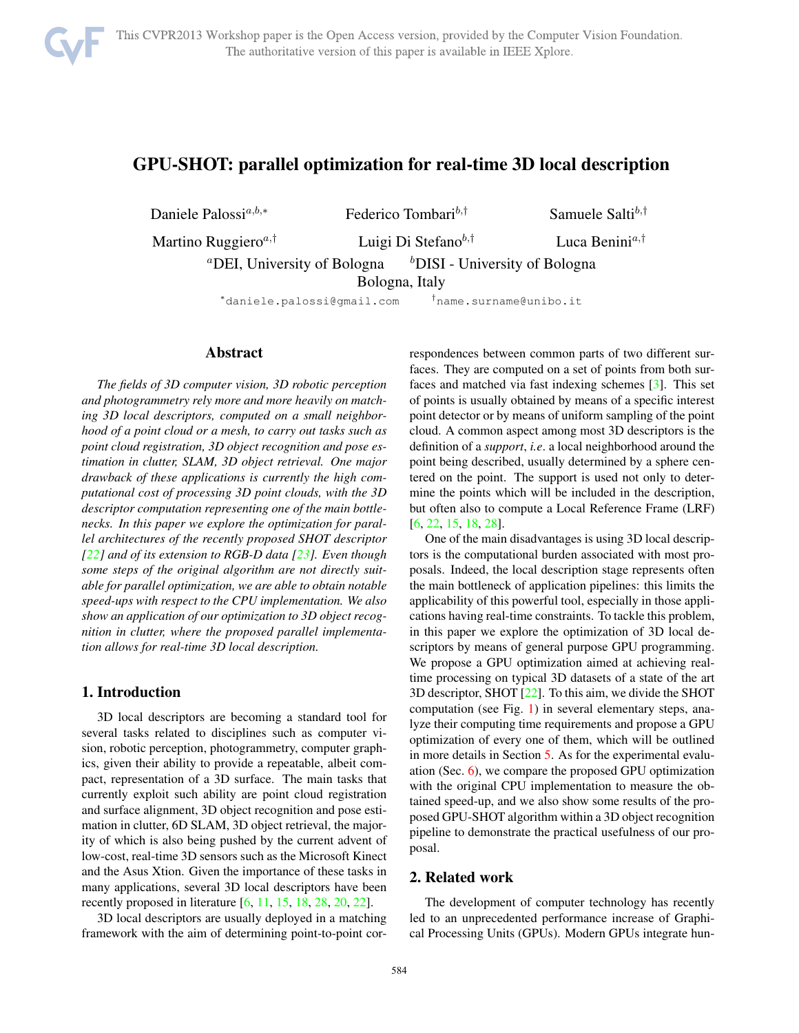# GPU-SHOT: parallel optimization for real-time 3D local description

Daniele Palossi[a,b,*] Federico Tombari[b,†] Samuele Salti[b,†]

Martino Ruggiero[a,†] Luigi Di Stefano[b,†] Luca Benini[a,†]

[a]DEI, University of Bologna [b]DISI - University of Bologna

Bologna, Italy

[*]daniele.palossi@gmail.com [†]name.surname@unibo.it

## Abstract

*The fields of 3D computer vision, 3D robotic perception and photogrammetry rely more and more heavily on matching 3D local descriptors, computed on a small neighborhood of a point cloud or a mesh, to carry out tasks such as point cloud registration, 3D object recognition and pose estimation in clutter, SLAM, 3D object retrieval. One major drawback of these applications is currently the high computational cost of processing 3D point clouds, with the 3D descriptor computation representing one of the main bottlenecks. In this paper we explore the optimization for parallel architectures of the recently proposed SHOT descriptor [22] and of its extension to RGB-D data [23]. Even though some steps of the original algorithm are not directly suitable for parallel optimization, we are able to obtain notable speed-ups with respect to the CPU implementation. We also show an application of our optimization to 3D object recognition in clutter, where the proposed parallel implementation allows for real-time 3D local description.*

## 1. Introduction

3D local descriptors are becoming a standard tool for several tasks related to disciplines such as computer vision, robotic perception, photogrammetry, computer graphics, given their ability to provide a repeatable, albeit compact, representation of a 3D surface. The main tasks that currently exploit such ability are point cloud registration and surface alignment, 3D object recognition and pose estimation in clutter, 6D SLAM, 3D object retrieval, the majority of which is also being pushed by the current advent of low-cost, real-time 3D sensors such as the Microsoft Kinect and the Asus Xtion. Given the importance of these tasks in many applications, several 3D local descriptors have been recently proposed in literature [6, 11, 15, 18, 28, 20, 22].

3D local descriptors are usually deployed in a matching framework with the aim of determining point-to-point correspondences between common parts of two different surfaces. They are computed on a set of points from both surfaces and matched via fast indexing schemes [3]. This set of points is usually obtained by means of a specific interest point detector or by means of uniform sampling of the point cloud. A common aspect among most 3D descriptors is the definition of a *support*, *i.e*. a local neighborhood around the point being described, usually determined by a sphere centered on the point. The support is used not only to determine the points which will be included in the description, but often also to compute a Local Reference Frame (LRF) [6, 22, 15, 18, 28].

One of the main disadvantages is using 3D local descriptors is the computational burden associated with most proposals. Indeed, the local description stage represents often the main bottleneck of application pipelines: this limits the applicability of this powerful tool, especially in those applications having real-time constraints. To tackle this problem, in this paper we explore the optimization of 3D local descriptors by means of general purpose GPU programming. We propose a GPU optimization aimed at achieving real-time processing on typical 3D datasets of a state of the art 3D descriptor, SHOT [22]. To this aim, we divide the SHOT computation (see Fig. 1) in several elementary steps, analyze their computing time requirements and propose a GPU optimization of every one of them, which will be outlined in more details in Section 5. As for the experimental evaluation (Sec. 6), we compare the proposed GPU optimization with the original CPU implementation to measure the obtained speed-up, and we also show some results of the proposed GPU-SHOT algorithm within a 3D object recognition pipeline to demonstrate the practical usefulness of our proposal.

## 2. Related work

The development of computer technology has recently led to an unprecedented performance increase of Graphical Processing Units (GPUs). Modern GPUs integrate hun-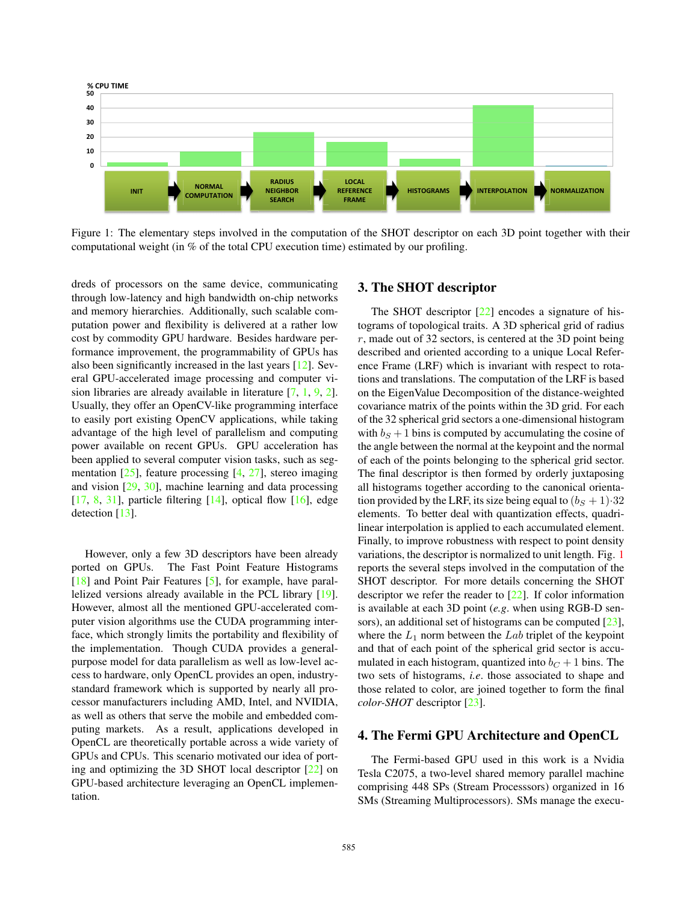Figure 1: The elementary steps involved in the computation of the SHOT descriptor on each 3D point together with their computational weight (in % of the total CPU execution time) estimated by our profiling.

dreds of processors on the same device, communicating through low-latency and high bandwidth on-chip networks and memory hierarchies. Additionally, such scalable computation power and flexibility is delivered at a rather low cost by commodity GPU hardware. Besides hardware performance improvement, the programmability of GPUs has also been significantly increased in the last years [12]. Several GPU-accelerated image processing and computer vision libraries are already available in literature [7, 1, 9, 2]. Usually, they offer an OpenCV-like programming interface to easily port existing OpenCV applications, while taking advantage of the high level of parallelism and computing power available on recent GPUs. GPU acceleration has been applied to several computer vision tasks, such as segmentation [25], feature processing [4, 27], stereo imaging and vision [29, 30], machine learning and data processing [17, 8, 31], particle filtering [14], optical flow [16], edge detection [13].

However, only a few 3D descriptors have been already ported on GPUs. The Fast Point Feature Histograms [18] and Point Pair Features [5], for example, have parallelized versions already available in the PCL library [19]. However, almost all the mentioned GPU-accelerated computer vision algorithms use the CUDA programming interface, which strongly limits the portability and flexibility of the implementation. Though CUDA provides a general-purpose model for data parallelism as well as low-level access to hardware, only OpenCL provides an open, industry-standard framework which is supported by nearly all processor manufacturers including AMD, Intel, and NVIDIA, as well as others that serve the mobile and embedded computing markets. As a result, applications developed in OpenCL are theoretically portable across a wide variety of GPUs and CPUs. This scenario motivated our idea of porting and optimizing the 3D SHOT local descriptor [22] on GPU-based architecture leveraging an OpenCL implementation.

## 3. The SHOT descriptor

The SHOT descriptor [22] encodes a signature of histograms of topological traits. A 3D spherical grid of radius $r$, made out of 32 sectors, is centered at the 3D point being described and oriented according to a unique Local Reference Frame (LRF) which is invariant with respect to rotations and translations. The computation of the LRF is based on the EigenValue Decomposition of the distance-weighted covariance matrix of the points within the 3D grid. For each of the 32 spherical grid sectors a one-dimensional histogram with $b_S + 1$ bins is computed by accumulating the cosine of the angle between the normal at the keypoint and the normal of each of the points belonging to the spherical grid sector. The final descriptor is then formed by orderly juxtaposing all histograms together according to the canonical orientation provided by the LRF, its size being equal to $(b_S + 1) \cdot 32$ elements. To better deal with quantization effects, quadrilinear interpolation is applied to each accumulated element. Finally, to improve robustness with respect to point density variations, the descriptor is normalized to unit length. Fig. 1 reports the several steps involved in the computation of the SHOT descriptor. For more details concerning the SHOT descriptor we refer the reader to [22]. If color information is available at each 3D point (*e.g.* when using RGB-D sensors), an additional set of histograms can be computed [23], where the $L_1$ norm between the $Lab$ triplet of the keypoint and that of each point of the spherical grid sector is accumulated in each histogram, quantized into $b_C + 1$ bins. The two sets of histograms, *i.e.* those associated to shape and those related to color, are joined together to form the final *color-SHOT* descriptor [23].

## 4. The Fermi GPU Architecture and OpenCL

The Fermi-based GPU used in this work is a Nvidia Tesla C2075, a two-level shared memory parallel machine comprising 448 SPs (Stream Processsors) organized in 16 SMs (Streaming Multiprocessors). SMs manage the execu-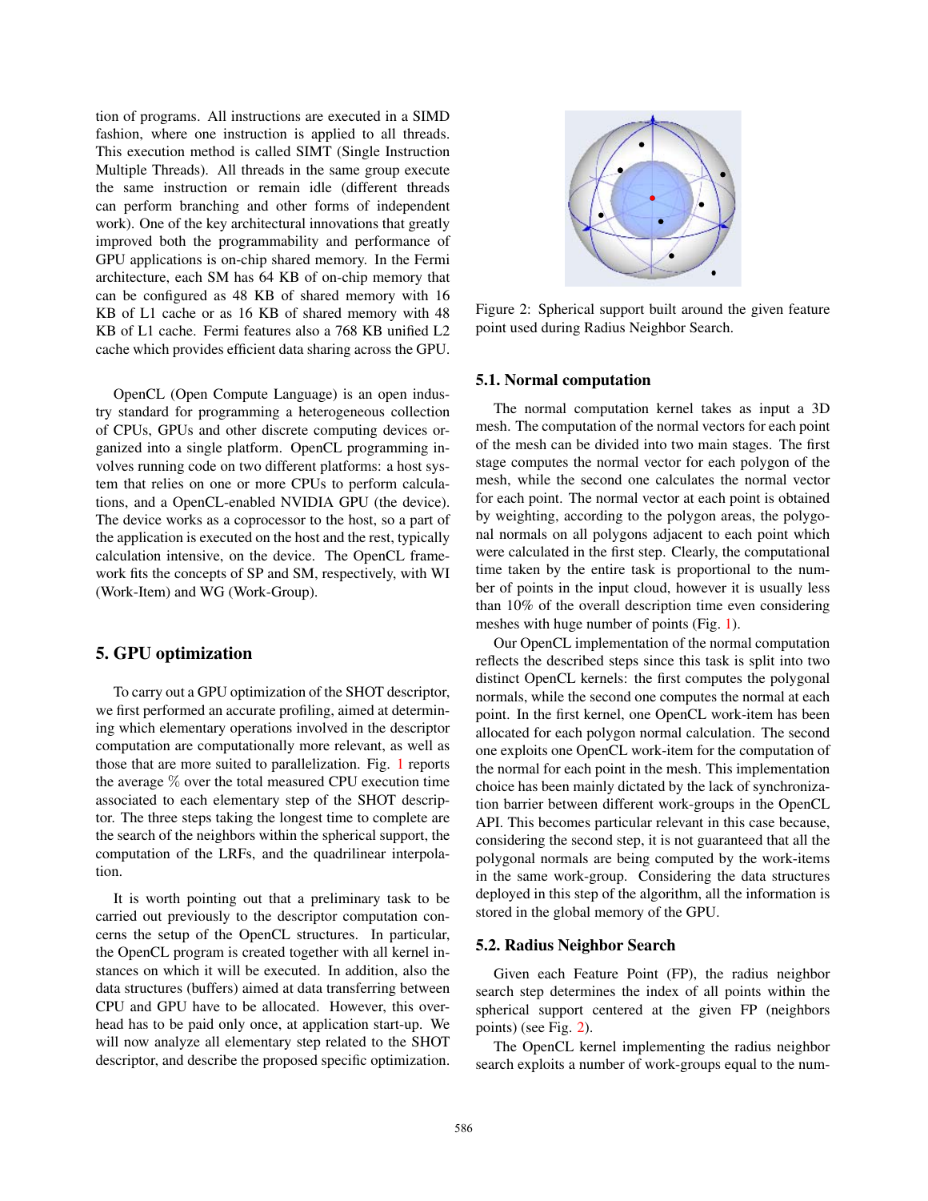tion of programs. All instructions are executed in a SIMD fashion, where one instruction is applied to all threads. This execution method is called SIMT (Single Instruction Multiple Threads). All threads in the same group execute the same instruction or remain idle (different threads can perform branching and other forms of independent work). One of the key architectural innovations that greatly improved both the programmability and performance of GPU applications is on-chip shared memory. In the Fermi architecture, each SM has 64 KB of on-chip memory that can be configured as 48 KB of shared memory with 16 KB of L1 cache or as 16 KB of shared memory with 48 KB of L1 cache. Fermi features also a 768 KB unified L2 cache which provides efficient data sharing across the GPU.

OpenCL (Open Compute Language) is an open industry standard for programming a heterogeneous collection of CPUs, GPUs and other discrete computing devices organized into a single platform. OpenCL programming involves running code on two different platforms: a host system that relies on one or more CPUs to perform calculations, and a OpenCL-enabled NVIDIA GPU (the device). The device works as a coprocessor to the host, so a part of the application is executed on the host and the rest, typically calculation intensive, on the device. The OpenCL framework fits the concepts of SP and SM, respectively, with WI (Work-Item) and WG (Work-Group).

## 5. GPU optimization

To carry out a GPU optimization of the SHOT descriptor, we first performed an accurate profiling, aimed at determining which elementary operations involved in the descriptor computation are computationally more relevant, as well as those that are more suited to parallelization. Fig. 1 reports the average % over the total measured CPU execution time associated to each elementary step of the SHOT descriptor. The three steps taking the longest time to complete are the search of the neighbors within the spherical support, the computation of the LRFs, and the quadrilinear interpolation.

It is worth pointing out that a preliminary task to be carried out previously to the descriptor computation concerns the setup of the OpenCL structures. In particular, the OpenCL program is created together with all kernel instances on which it will be executed. In addition, also the data structures (buffers) aimed at data transferring between CPU and GPU have to be allocated. However, this overhead has to be paid only once, at application start-up. We will now analyze all elementary step related to the SHOT descriptor, and describe the proposed specific optimization.

Figure 2: Spherical support built around the given feature point used during Radius Neighbor Search.

### 5.1. Normal computation

The normal computation kernel takes as input a 3D mesh. The computation of the normal vectors for each point of the mesh can be divided into two main stages. The first stage computes the normal vector for each polygon of the mesh, while the second one calculates the normal vector for each point. The normal vector at each point is obtained by weighting, according to the polygon areas, the polygonal normals on all polygons adjacent to each point which were calculated in the first step. Clearly, the computational time taken by the entire task is proportional to the number of points in the input cloud, however it is usually less than 10% of the overall description time even considering meshes with huge number of points (Fig. 1).

Our OpenCL implementation of the normal computation reflects the described steps since this task is split into two distinct OpenCL kernels: the first computes the polygonal normals, while the second one computes the normal at each point. In the first kernel, one OpenCL work-item has been allocated for each polygon normal calculation. The second one exploits one OpenCL work-item for the computation of the normal for each point in the mesh. This implementation choice has been mainly dictated by the lack of synchronization barrier between different work-groups in the OpenCL API. This becomes particular relevant in this case because, considering the second step, it is not guaranteed that all the polygonal normals are being computed by the work-items in the same work-group. Considering the data structures deployed in this step of the algorithm, all the information is stored in the global memory of the GPU.

### 5.2. Radius Neighbor Search

Given each Feature Point (FP), the radius neighbor search step determines the index of all points within the spherical support centered at the given FP (neighbors points) (see Fig. 2).

The OpenCL kernel implementing the radius neighbor search exploits a number of work-groups equal to the num-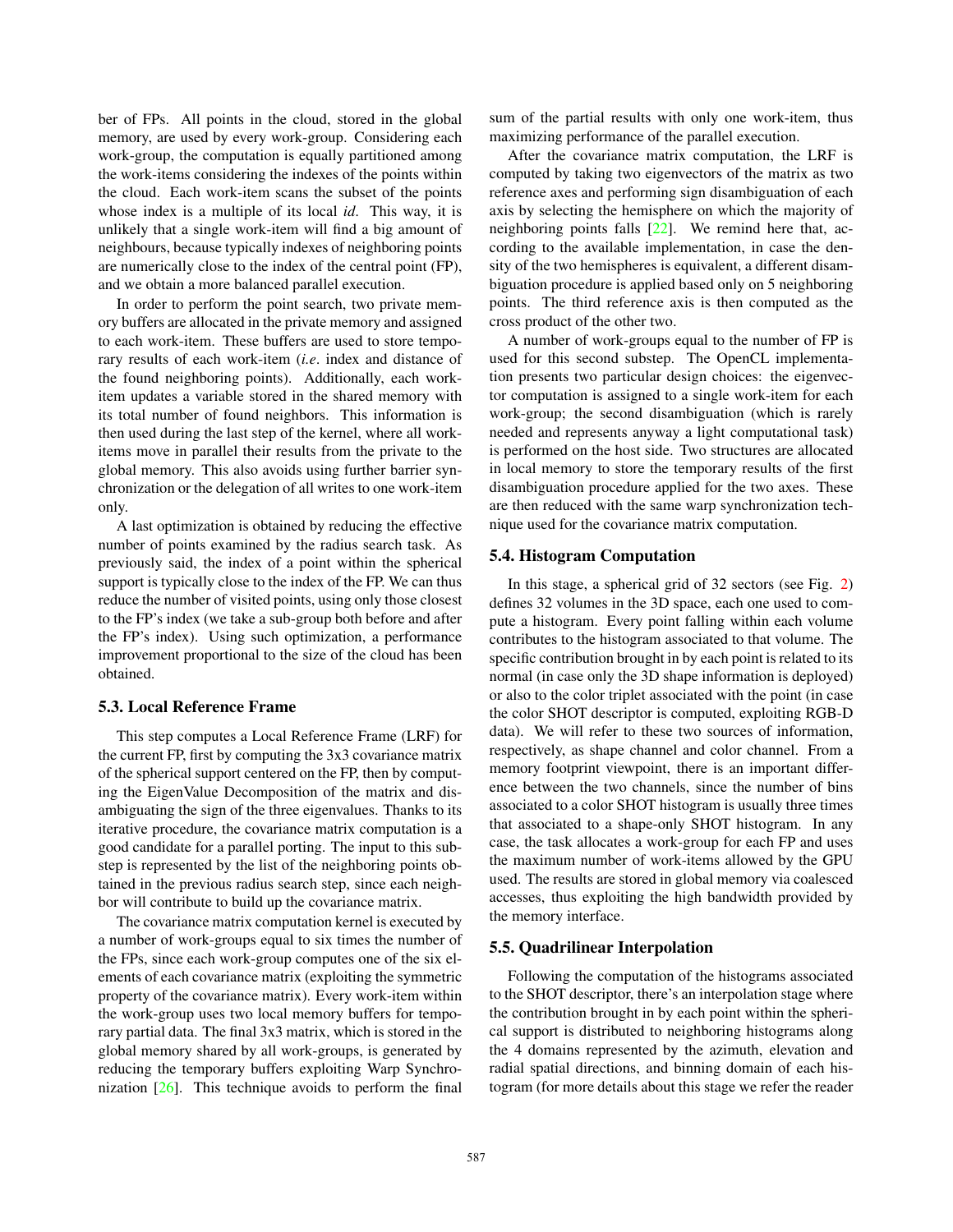ber of FPs. All points in the cloud, stored in the global memory, are used by every work-group. Considering each work-group, the computation is equally partitioned among the work-items considering the indexes of the points within the cloud. Each work-item scans the subset of the points whose index is a multiple of its local *id*. This way, it is unlikely that a single work-item will find a big amount of neighbours, because typically indexes of neighboring points are numerically close to the index of the central point (FP), and we obtain a more balanced parallel execution.

In order to perform the point search, two private memory buffers are allocated in the private memory and assigned to each work-item. These buffers are used to store temporary results of each work-item (*i.e*. index and distance of the found neighboring points). Additionally, each work-item updates a variable stored in the shared memory with its total number of found neighbors. This information is then used during the last step of the kernel, where all work-items move in parallel their results from the private to the global memory. This also avoids using further barrier synchronization or the delegation of all writes to one work-item only.

A last optimization is obtained by reducing the effective number of points examined by the radius search task. As previously said, the index of a point within the spherical support is typically close to the index of the FP. We can thus reduce the number of visited points, using only those closest to the FP's index (we take a sub-group both before and after the FP's index). Using such optimization, a performance improvement proportional to the size of the cloud has been obtained.

### 5.3. Local Reference Frame

This step computes a Local Reference Frame (LRF) for the current FP, first by computing the 3x3 covariance matrix of the spherical support centered on the FP, then by computing the EigenValue Decomposition of the matrix and disambiguating the sign of the three eigenvalues. Thanks to its iterative procedure, the covariance matrix computation is a good candidate for a parallel porting. The input to this substep is represented by the list of the neighboring points obtained in the previous radius search step, since each neighbor will contribute to build up the covariance matrix.

The covariance matrix computation kernel is executed by a number of work-groups equal to six times the number of the FPs, since each work-group computes one of the six elements of each covariance matrix (exploiting the symmetric property of the covariance matrix). Every work-item within the work-group uses two local memory buffers for temporary partial data. The final 3x3 matrix, which is stored in the global memory shared by all work-groups, is generated by reducing the temporary buffers exploiting Warp Synchronization [26]. This technique avoids to perform the final sum of the partial results with only one work-item, thus maximizing performance of the parallel execution.

After the covariance matrix computation, the LRF is computed by taking two eigenvectors of the matrix as two reference axes and performing sign disambiguation of each axis by selecting the hemisphere on which the majority of neighboring points falls [22]. We remind here that, according to the available implementation, in case the density of the two hemispheres is equivalent, a different disambiguation procedure is applied based only on 5 neighboring points. The third reference axis is then computed as the cross product of the other two.

A number of work-groups equal to the number of FP is used for this second substep. The OpenCL implementation presents two particular design choices: the eigenvector computation is assigned to a single work-item for each work-group; the second disambiguation (which is rarely needed and represents anyway a light computational task) is performed on the host side. Two structures are allocated in local memory to store the temporary results of the first disambiguation procedure applied for the two axes. These are then reduced with the same warp synchronization technique used for the covariance matrix computation.

### 5.4. Histogram Computation

In this stage, a spherical grid of 32 sectors (see Fig. 2) defines 32 volumes in the 3D space, each one used to compute a histogram. Every point falling within each volume contributes to the histogram associated to that volume. The specific contribution brought in by each point is related to its normal (in case only the 3D shape information is deployed) or also to the color triplet associated with the point (in case the color SHOT descriptor is computed, exploiting RGB-D data). We will refer to these two sources of information, respectively, as shape channel and color channel. From a memory footprint viewpoint, there is an important difference between the two channels, since the number of bins associated to a color SHOT histogram is usually three times that associated to a shape-only SHOT histogram. In any case, the task allocates a work-group for each FP and uses the maximum number of work-items allowed by the GPU used. The results are stored in global memory via coalesced accesses, thus exploiting the high bandwidth provided by the memory interface.

### 5.5. Quadrilinear Interpolation

Following the computation of the histograms associated to the SHOT descriptor, there's an interpolation stage where the contribution brought in by each point within the spherical support is distributed to neighboring histograms along the 4 domains represented by the azimuth, elevation and radial spatial directions, and binning domain of each histogram (for more details about this stage we refer the reader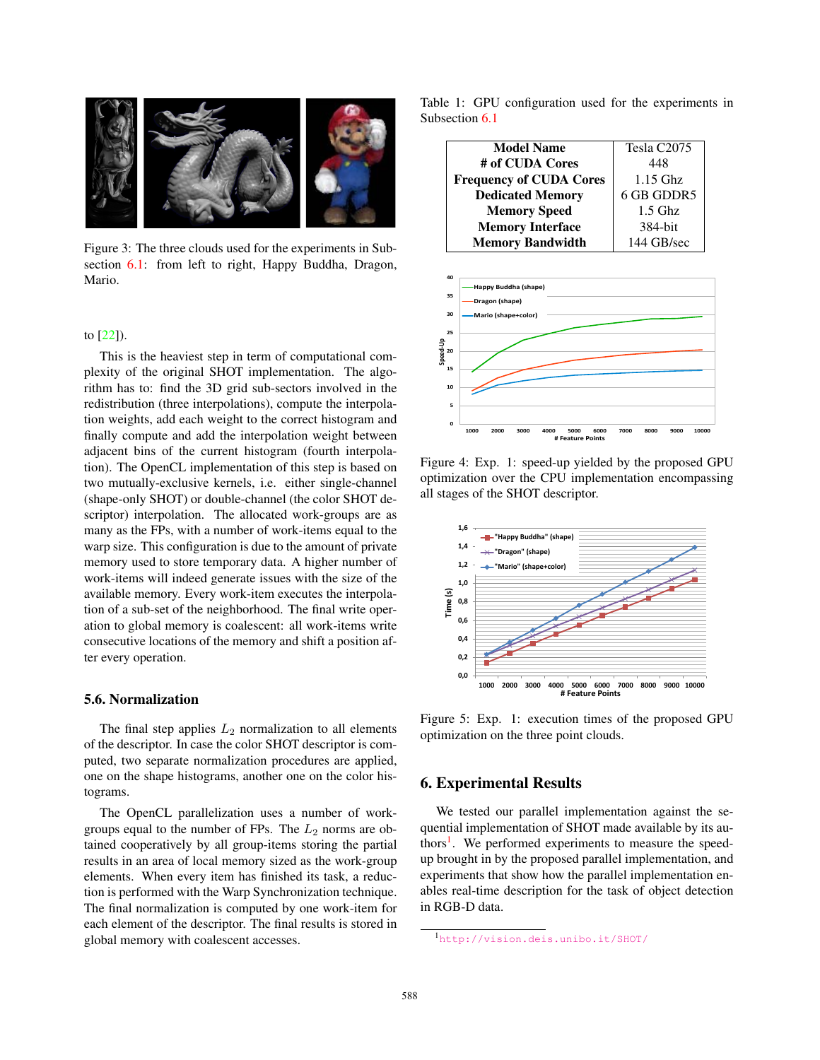Figure 3: The three clouds used for the experiments in Subsection 6.1: from left to right, Happy Buddha, Dragon, Mario.

to [22]).

This is the heaviest step in term of computational complexity of the original SHOT implementation. The algorithm has to: find the 3D grid sub-sectors involved in the redistribution (three interpolations), compute the interpolation weights, add each weight to the correct histogram and finally compute and add the interpolation weight between adjacent bins of the current histogram (fourth interpolation). The OpenCL implementation of this step is based on two mutually-exclusive kernels, i.e. either single-channel (shape-only SHOT) or double-channel (the color SHOT descriptor) interpolation. The allocated work-groups are as many as the FPs, with a number of work-items equal to the warp size. This configuration is due to the amount of private memory used to store temporary data. A higher number of work-items will indeed generate issues with the size of the available memory. Every work-item executes the interpolation of a sub-set of the neighborhood. The final write operation to global memory is coalescent: all work-items write consecutive locations of the memory and shift a position after every operation.

### 5.6. Normalization

The final step applies $L_2$ normalization to all elements of the descriptor. In case the color SHOT descriptor is computed, two separate normalization procedures are applied, one on the shape histograms, another one on the color histograms.

The OpenCL parallelization uses a number of work-groups equal to the number of FPs. The $L_2$ norms are obtained cooperatively by all group-items storing the partial results in an area of local memory sized as the work-group elements. When every item has finished its task, a reduction is performed with the Warp Synchronization technique. The final normalization is computed by one work-item for each element of the descriptor. The final results is stored in global memory with coalescent accesses.

Table 1: GPU configuration used for the experiments in Subsection 6.1

| | |
|---|---|
| **Model Name** | Tesla C2075 |
| **# of CUDA Cores** | 448 |
| **Frequency of CUDA Cores** | 1.15 Ghz |
| **Dedicated Memory** | 6 GB GDDR5 |
| **Memory Speed** | 1.5 Ghz |
| **Memory Interface** | 384-bit |
| **Memory Bandwidth** | 144 GB/sec |

Figure 4: Exp. 1: speed-up yielded by the proposed GPU optimization over the CPU implementation encompassing all stages of the SHOT descriptor.

Figure 5: Exp. 1: execution times of the proposed GPU optimization on the three point clouds.

## 6. Experimental Results

We tested our parallel implementation against the sequential implementation of SHOT made available by its authors[1]. We performed experiments to measure the speed-up brought in by the proposed parallel implementation, and experiments that show how the parallel implementation enables real-time description for the task of object detection in RGB-D data.

[1] http://vision.deis.unibo.it/SHOT/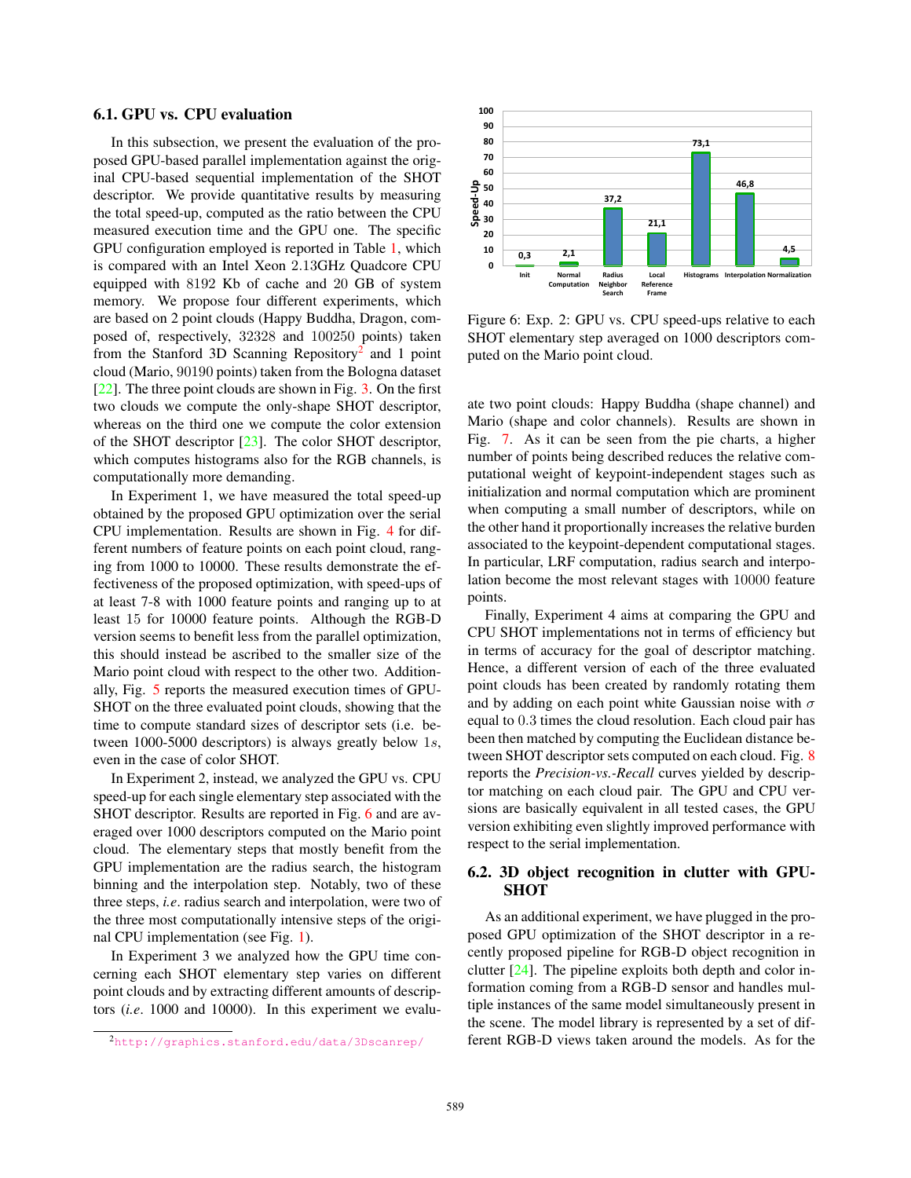### 6.1. GPU vs. CPU evaluation

In this subsection, we present the evaluation of the proposed GPU-based parallel implementation against the original CPU-based sequential implementation of the SHOT descriptor. We provide quantitative results by measuring the total speed-up, computed as the ratio between the CPU measured execution time and the GPU one. The specific GPU configuration employed is reported in Table 1, which is compared with an Intel Xeon 2.13GHz Quadcore CPU equipped with 8192 Kb of cache and 20 GB of system memory. We propose four different experiments, which are based on 2 point clouds (Happy Buddha, Dragon, composed of, respectively, 32328 and 100250 points) taken from the Stanford 3D Scanning Repository[2] and 1 point cloud (Mario, 90190 points) taken from the Bologna dataset [22]. The three point clouds are shown in Fig. 3. On the first two clouds we compute the only-shape SHOT descriptor, whereas on the third one we compute the color extension of the SHOT descriptor [23]. The color SHOT descriptor, which computes histograms also for the RGB channels, is computationally more demanding.

In Experiment 1, we have measured the total speed-up obtained by the proposed GPU optimization over the serial CPU implementation. Results are shown in Fig. 4 for different numbers of feature points on each point cloud, ranging from 1000 to 10000. These results demonstrate the effectiveness of the proposed optimization, with speed-ups of at least 7-8 with 1000 feature points and ranging up to at least 15 for 10000 feature points. Although the RGB-D version seems to benefit less from the parallel optimization, this should instead be ascribed to the smaller size of the Mario point cloud with respect to the other two. Additionally, Fig. 5 reports the measured execution times of GPU-SHOT on the three evaluated point clouds, showing that the time to compute standard sizes of descriptor sets (i.e. between 1000-5000 descriptors) is always greatly below $1s$, even in the case of color SHOT.

In Experiment 2, instead, we analyzed the GPU vs. CPU speed-up for each single elementary step associated with the SHOT descriptor. Results are reported in Fig. 6 and are averaged over 1000 descriptors computed on the Mario point cloud. The elementary steps that mostly benefit from the GPU implementation are the radius search, the histogram binning and the interpolation step. Notably, two of these three steps, *i.e*. radius search and interpolation, were two of the three most computationally intensive steps of the original CPU implementation (see Fig. 1).

In Experiment 3 we analyzed how the GPU time concerning each SHOT elementary step varies on different point clouds and by extracting different amounts of descriptors (*i.e*. 1000 and 10000). In this experiment we evaluate two point clouds: Happy Buddha (shape channel) and Mario (shape and color channels). Results are shown in Fig. 7. As it can be seen from the pie charts, a higher number of points being described reduces the relative computational weight of keypoint-independent stages such as initialization and normal computation which are prominent when computing a small number of descriptors, while on the other hand it proportionally increases the relative burden associated to the keypoint-dependent computational stages. In particular, LRF computation, radius search and interpolation become the most relevant stages with 10000 feature points.

Figure 6: Exp. 2: GPU vs. CPU speed-ups relative to each SHOT elementary step averaged on 1000 descriptors computed on the Mario point cloud.

Finally, Experiment 4 aims at comparing the GPU and CPU SHOT implementations not in terms of efficiency but in terms of accuracy for the goal of descriptor matching. Hence, a different version of each of the three evaluated point clouds has been created by randomly rotating them and by adding on each point white Gaussian noise with $\sigma$ equal to 0.3 times the cloud resolution. Each cloud pair has been then matched by computing the Euclidean distance between SHOT descriptor sets computed on each cloud. Fig. 8 reports the *Precision-vs.-Recall* curves yielded by descriptor matching on each cloud pair. The GPU and CPU versions are basically equivalent in all tested cases, the GPU version exhibiting even slightly improved performance with respect to the serial implementation.

### 6.2. 3D object recognition in clutter with GPU-SHOT

As an additional experiment, we have plugged in the proposed GPU optimization of the SHOT descriptor in a recently proposed pipeline for RGB-D object recognition in clutter [24]. The pipeline exploits both depth and color information coming from a RGB-D sensor and handles multiple instances of the same model simultaneously present in the scene. The model library is represented by a set of different RGB-D views taken around the models. As for the

[2] http://graphics.stanford.edu/data/3Dscanrep/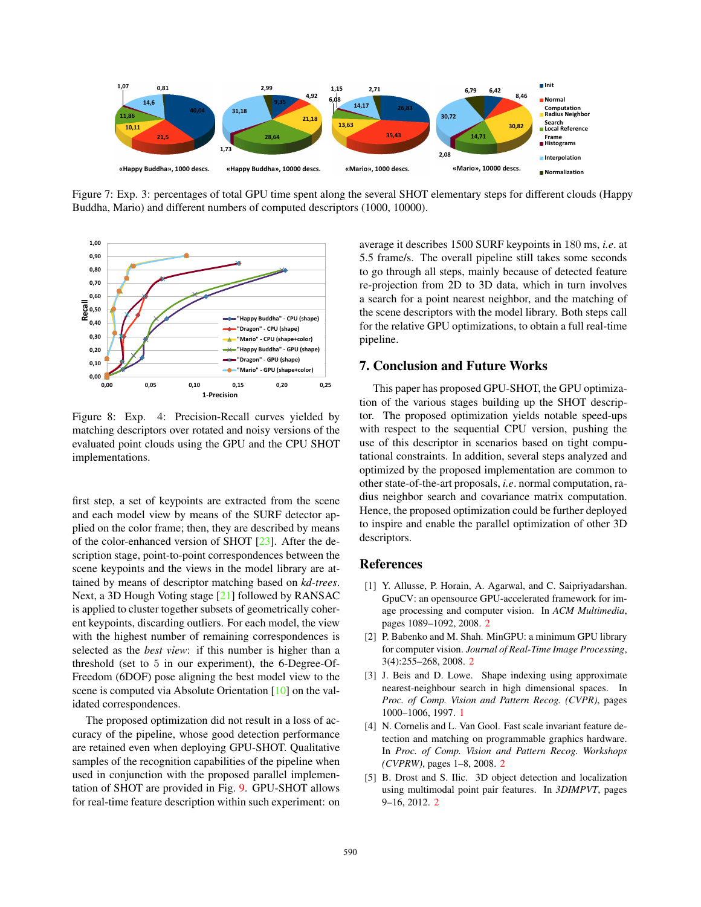Figure 7: Exp. 3: percentages of total GPU time spent along the several SHOT elementary steps for different clouds (Happy Buddha, Mario) and different numbers of computed descriptors (1000, 10000).

Figure 8: Exp. 4: Precision-Recall curves yielded by matching descriptors over rotated and noisy versions of the evaluated point clouds using the GPU and the CPU SHOT implementations.

first step, a set of keypoints are extracted from the scene and each model view by means of the SURF detector applied on the color frame; then, they are described by means of the color-enhanced version of SHOT [23]. After the description stage, point-to-point correspondences between the scene keypoints and the views in the model library are attained by means of descriptor matching based on *kd-trees*. Next, a 3D Hough Voting stage [21] followed by RANSAC is applied to cluster together subsets of geometrically coherent keypoints, discarding outliers. For each model, the view with the highest number of remaining correspondences is selected as the *best view*: if this number is higher than a threshold (set to 5 in our experiment), the 6-Degree-Of-Freedom (6DOF) pose aligning the best model view to the scene is computed via Absolute Orientation [10] on the validated correspondences.

The proposed optimization did not result in a loss of accuracy of the pipeline, whose good detection performance are retained even when deploying GPU-SHOT. Qualitative samples of the recognition capabilities of the pipeline when used in conjunction with the proposed parallel implementation of SHOT are provided in Fig. 9. GPU-SHOT allows for real-time feature description within such experiment: on average it describes 1500 SURF keypoints in 180 ms, *i.e*. at 5.5 frame/s. The overall pipeline still takes some seconds to go through all steps, mainly because of detected feature re-projection from 2D to 3D data, which in turn involves a search for a point nearest neighbor, and the matching of the scene descriptors with the model library. Both steps call for the relative GPU optimizations, to obtain a full real-time pipeline.

## 7. Conclusion and Future Works

This paper has proposed GPU-SHOT, the GPU optimization of the various stages building up the SHOT descriptor. The proposed optimization yields notable speed-ups with respect to the sequential CPU version, pushing the use of this descriptor in scenarios based on tight computational constraints. In addition, several steps analyzed and optimized by the proposed implementation are common to other state-of-the-art proposals, *i.e*. normal computation, radius neighbor search and covariance matrix computation. Hence, the proposed optimization could be further deployed to inspire and enable the parallel optimization of other 3D descriptors.

## References

[1] Y. Allusse, P. Horain, A. Agarwal, and C. Saipriyadarshan. GpuCV: an opensource GPU-accelerated framework for image processing and computer vision. In *ACM Multimedia*, pages 1089–1092, 2008. 2

[2] P. Babenko and M. Shah. MinGPU: a minimum GPU library for computer vision. *Journal of Real-Time Image Processing*, 3(4):255–268, 2008. 2

[3] J. Beis and D. Lowe. Shape indexing using approximate nearest-neighbour search in high dimensional spaces. In *Proc. of Comp. Vision and Pattern Recog. (CVPR)*, pages 1000–1006, 1997. 1

[4] N. Cornelis and L. Van Gool. Fast scale invariant feature detection and matching on programmable graphics hardware. In *Proc. of Comp. Vision and Pattern Recog. Workshops (CVPRW)*, pages 1–8, 2008. 2

[5] B. Drost and S. Ilic. 3D object detection and localization using multimodal point pair features. In *3DIMPVT*, pages 9–16, 2012. 2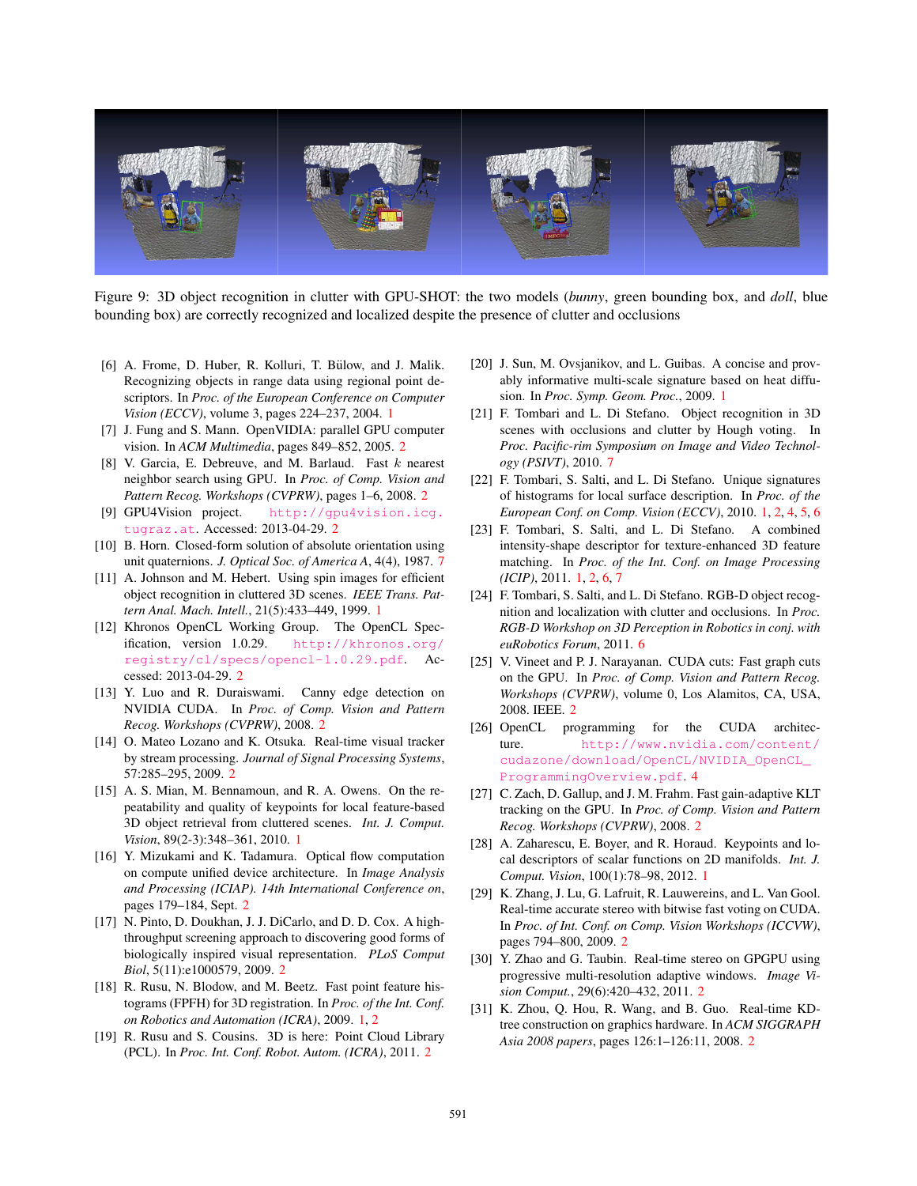Figure 9: 3D object recognition in clutter with GPU-SHOT: the two models (*bunny*, green bounding box, and *doll*, blue bounding box) are correctly recognized and localized despite the presence of clutter and occlusions

[6] A. Frome, D. Huber, R. Kolluri, T. Bülow, and J. Malik. Recognizing objects in range data using regional point descriptors. In *Proc. of the European Conference on Computer Vision (ECCV)*, volume 3, pages 224–237, 2004. 1

[7] J. Fung and S. Mann. OpenVIDIA: parallel GPU computer vision. In *ACM Multimedia*, pages 849–852, 2005. 2

[8] V. Garcia, E. Debreuve, and M. Barlaud. Fast $k$ nearest neighbor search using GPU. In *Proc. of Comp. Vision and Pattern Recog. Workshops (CVPRW)*, pages 1–6, 2008. 2

[9] GPU4Vision project. http://gpu4vision.icg.tugraz.at. Accessed: 2013-04-29. 2

[10] B. Horn. Closed-form solution of absolute orientation using unit quaternions. *J. Optical Soc. of America A*, 4(4), 1987. 7

[11] A. Johnson and M. Hebert. Using spin images for efficient object recognition in cluttered 3D scenes. *IEEE Trans. Pattern Anal. Mach. Intell.*, 21(5):433–449, 1999. 1

[12] Khronos OpenCL Working Group. The OpenCL Specification, version 1.0.29. http://khronos.org/registry/cl/specs/opencl-1.0.29.pdf. Accessed: 2013-04-29. 2

[13] Y. Luo and R. Duraiswami. Canny edge detection on NVIDIA CUDA. In *Proc. of Comp. Vision and Pattern Recog. Workshops (CVPRW)*, 2008. 2

[14] O. Mateo Lozano and K. Otsuka. Real-time visual tracker by stream processing. *Journal of Signal Processing Systems*, 57:285–295, 2009. 2

[15] A. S. Mian, M. Bennamoun, and R. A. Owens. On the repeatability and quality of keypoints for local feature-based 3D object retrieval from cluttered scenes. *Int. J. Comput. Vision*, 89(2-3):348–361, 2010. 1

[16] Y. Mizukami and K. Tadamura. Optical flow computation on compute unified device architecture. In *Image Analysis and Processing (ICIAP). 14th International Conference on*, pages 179–184, Sept. 2

[17] N. Pinto, D. Doukhan, J. J. DiCarlo, and D. D. Cox. A high-throughput screening approach to discovering good forms of biologically inspired visual representation. *PLoS Comput Biol*, 5(11):e1000579, 2009. 2

[18] R. Rusu, N. Blodow, and M. Beetz. Fast point feature histograms (FPFH) for 3D registration. In *Proc. of the Int. Conf. on Robotics and Automation (ICRA)*, 2009. 1, 2

[19] R. Rusu and S. Cousins. 3D is here: Point Cloud Library (PCL). In *Proc. Int. Conf. Robot. Autom. (ICRA)*, 2011. 2

[20] J. Sun, M. Ovsjanikov, and L. Guibas. A concise and provably informative multi-scale signature based on heat diffusion. In *Proc. Symp. Geom. Proc.*, 2009. 1

[21] F. Tombari and L. Di Stefano. Object recognition in 3D scenes with occlusions and clutter by Hough voting. In *Proc. Pacific-rim Symposium on Image and Video Technology (PSIVT)*, 2010. 7

[22] F. Tombari, S. Salti, and L. Di Stefano. Unique signatures of histograms for local surface description. In *Proc. of the European Conf. on Comp. Vision (ECCV)*, 2010. 1, 2, 4, 5, 6

[23] F. Tombari, S. Salti, and L. Di Stefano. A combined intensity-shape descriptor for texture-enhanced 3D feature matching. In *Proc. of the Int. Conf. on Image Processing (ICIP)*, 2011. 1, 2, 6, 7

[24] F. Tombari, S. Salti, and L. Di Stefano. RGB-D object recognition and localization with clutter and occlusions. In *Proc. RGB-D Workshop on 3D Perception in Robotics in conj. with euRobotics Forum*, 2011. 6

[25] V. Vineet and P. J. Narayanan. CUDA cuts: Fast graph cuts on the GPU. In *Proc. of Comp. Vision and Pattern Recog. Workshops (CVPRW)*, volume 0, Los Alamitos, CA, USA, 2008. IEEE. 2

[26] OpenCL programming for the CUDA architecture. http://www.nvidia.com/content/cudazone/download/OpenCL/NVIDIA_OpenCL_ProgrammingOverview.pdf. 4

[27] C. Zach, D. Gallup, and J. M. Frahm. Fast gain-adaptive KLT tracking on the GPU. In *Proc. of Comp. Vision and Pattern Recog. Workshops (CVPRW)*, 2008. 2

[28] A. Zaharescu, E. Boyer, and R. Horaud. Keypoints and local descriptors of scalar functions on 2D manifolds. *Int. J. Comput. Vision*, 100(1):78–98, 2012. 1

[29] K. Zhang, J. Lu, G. Lafruit, R. Lauwereins, and L. Van Gool. Real-time accurate stereo with bitwise fast voting on CUDA. In *Proc. of Int. Conf. on Comp. Vision Workshops (ICCVW)*, pages 794–800, 2009. 2

[30] Y. Zhao and G. Taubin. Real-time stereo on GPGPU using progressive multi-resolution adaptive windows. *Image Vision Comput.*, 29(6):420–432, 2011. 2

[31] K. Zhou, Q. Hou, R. Wang, and B. Guo. Real-time KD-tree construction on graphics hardware. In *ACM SIGGRAPH Asia 2008 papers*, pages 126:1–126:11, 2008. 2